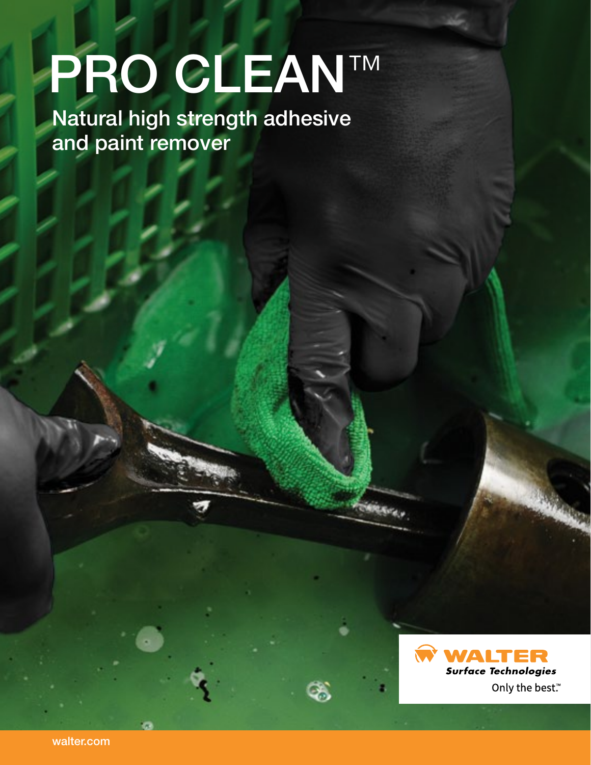# PRO CLEAN™

## Natural high strength adhesive and paint remover

WALTER
*Surface Technologies*
Only the best.™

walter.com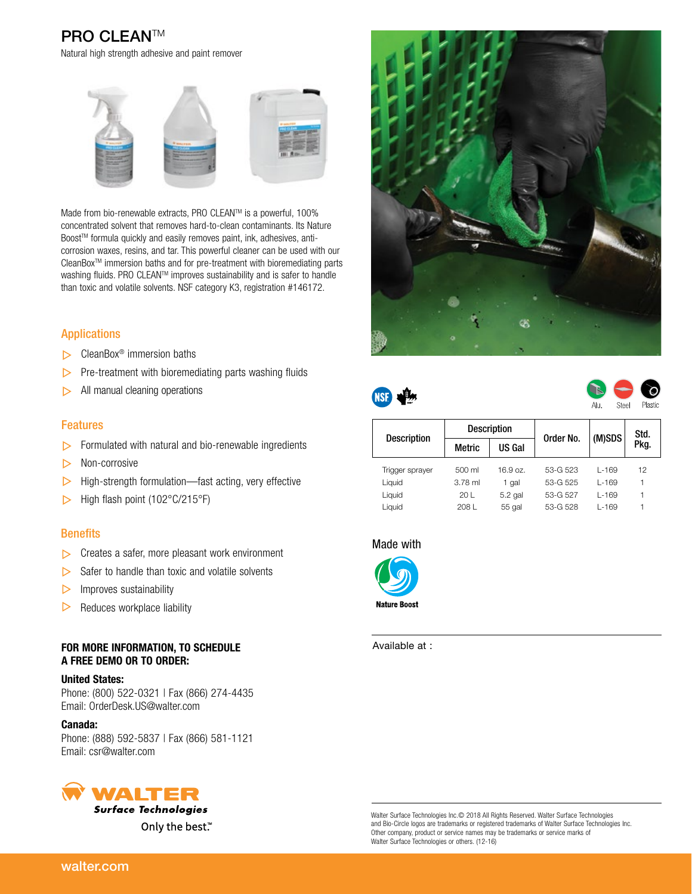# PRO CLEAN™

Natural high strength adhesive and paint remover

Made from bio-renewable extracts, PRO CLEAN™ is a powerful, 100% concentrated solvent that removes hard-to-clean contaminants. Its Nature Boost™ formula quickly and easily removes paint, ink, adhesives, anti-corrosion waxes, resins, and tar. This powerful cleaner can be used with our CleanBox™ immersion baths and for pre-treatment with bioremediating parts washing fluids. PRO CLEAN™ improves sustainability and is safer to handle than toxic and volatile solvents. NSF category K3, registration #146172.

## Applications

- CleanBox® immersion baths
- Pre-treatment with bioremediating parts washing fluids
- All manual cleaning operations

## Features

- Formulated with natural and bio-renewable ingredients
- Non-corrosive
- High-strength formulation—fast acting, very effective
- High flash point (102°C/215°F)

## Benefits

- Creates a safer, more pleasant work environment
- Safer to handle than toxic and volatile solvents
- Improves sustainability
- Reduces workplace liability

Alu. Steel Plastic

| Description | Description | | Order No. | (M)SDS | Std. Pkg. |
|---|---|---|---|---|---|
| | Metric | US Gal | | | |
| Trigger sprayer | 500 ml | 16.9 oz. | 53-G 523 | L-169 | 12 |
| Liquid | 3.78 ml | 1 gal | 53-G 525 | L-169 | 1 |
| Liquid | 20 L | 5.2 gal | 53-G 527 | L-169 | 1 |
| Liquid | 208 L | 55 gal | 53-G 528 | L-169 | 1 |

Made with

Nature Boost

**FOR MORE INFORMATION, TO SCHEDULE A FREE DEMO OR TO ORDER:**

**United States:**
Phone: (800) 522-0321 | Fax (866) 274-4435
Email: OrderDesk.US@walter.com

**Canada:**
Phone: (888) 592-5837 | Fax (866) 581-1121
Email: csr@walter.com

WALTER Surface Technologies
Only the best.™

Available at :

Walter Surface Technologies Inc.© 2018 All Rights Reserved. Walter Surface Technologies and Bio-Circle logos are trademarks or registered trademarks of Walter Surface Technologies Inc. Other company, product or service names may be trademarks or service marks of Walter Surface Technologies or others. (12-16)

walter.com